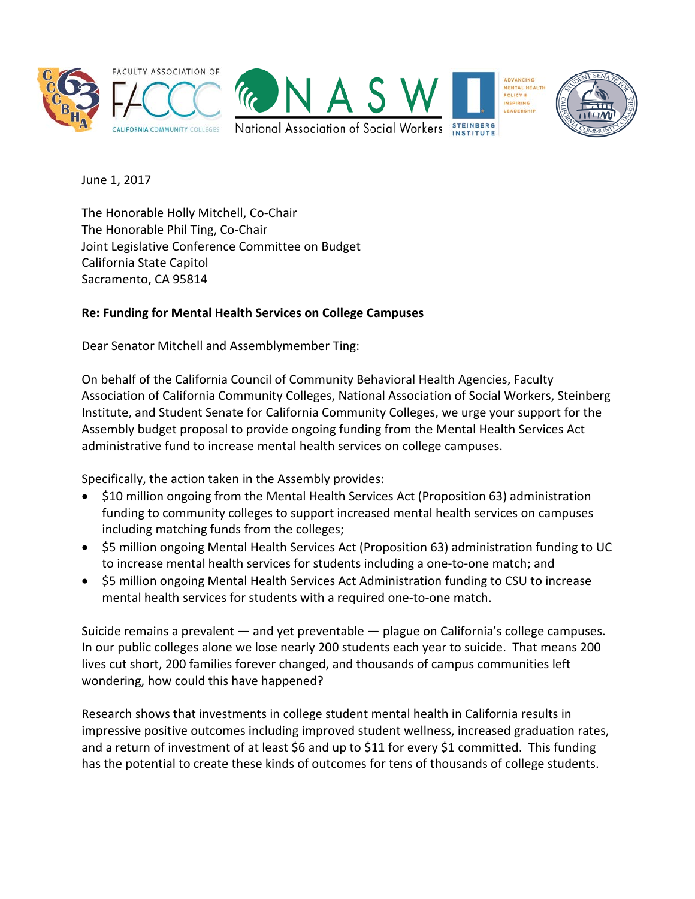June 1, 2017

The Honorable Holly Mitchell, Co-Chair
The Honorable Phil Ting, Co-Chair
Joint Legislative Conference Committee on Budget
California State Capitol
Sacramento, CA 95814

**Re: Funding for Mental Health Services on College Campuses**

Dear Senator Mitchell and Assemblymember Ting:

On behalf of the California Council of Community Behavioral Health Agencies, Faculty Association of California Community Colleges, National Association of Social Workers, Steinberg Institute, and Student Senate for California Community Colleges, we urge your support for the Assembly budget proposal to provide ongoing funding from the Mental Health Services Act administrative fund to increase mental health services on college campuses.

Specifically, the action taken in the Assembly provides:

- $10 million ongoing from the Mental Health Services Act (Proposition 63) administration funding to community colleges to support increased mental health services on campuses including matching funds from the colleges;
- $5 million ongoing Mental Health Services Act (Proposition 63) administration funding to UC to increase mental health services for students including a one-to-one match; and
- $5 million ongoing Mental Health Services Act Administration funding to CSU to increase mental health services for students with a required one-to-one match.

Suicide remains a prevalent — and yet preventable — plague on California's college campuses. In our public colleges alone we lose nearly 200 students each year to suicide. That means 200 lives cut short, 200 families forever changed, and thousands of campus communities left wondering, how could this have happened?

Research shows that investments in college student mental health in California results in impressive positive outcomes including improved student wellness, increased graduation rates, and a return of investment of at least $6 and up to $11 for every $1 committed. This funding has the potential to create these kinds of outcomes for tens of thousands of college students.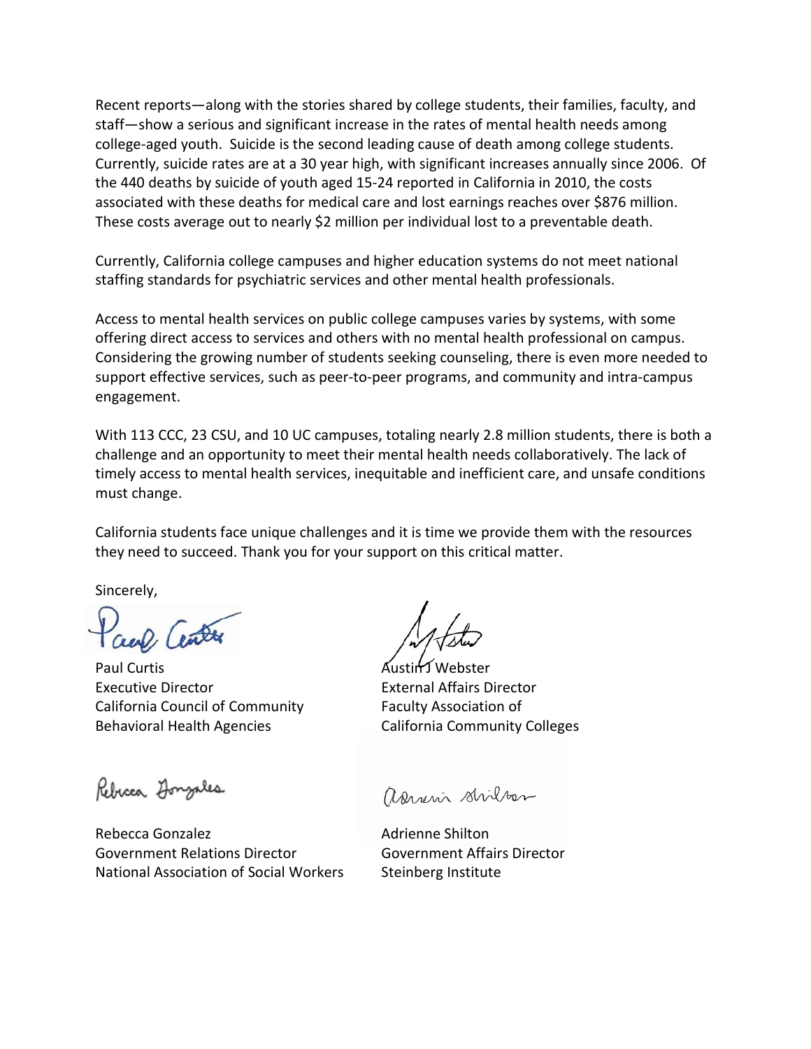Recent reports—along with the stories shared by college students, their families, faculty, and staff—show a serious and significant increase in the rates of mental health needs among college-aged youth. Suicide is the second leading cause of death among college students. Currently, suicide rates are at a 30 year high, with significant increases annually since 2006. Of the 440 deaths by suicide of youth aged 15-24 reported in California in 2010, the costs associated with these deaths for medical care and lost earnings reaches over $876 million. These costs average out to nearly $2 million per individual lost to a preventable death.

Currently, California college campuses and higher education systems do not meet national staffing standards for psychiatric services and other mental health professionals.

Access to mental health services on public college campuses varies by systems, with some offering direct access to services and others with no mental health professional on campus. Considering the growing number of students seeking counseling, there is even more needed to support effective services, such as peer-to-peer programs, and community and intra-campus engagement.

With 113 CCC, 23 CSU, and 10 UC campuses, totaling nearly 2.8 million students, there is both a challenge and an opportunity to meet their mental health needs collaboratively. The lack of timely access to mental health services, inequitable and inefficient care, and unsafe conditions must change.

California students face unique challenges and it is time we provide them with the resources they need to succeed. Thank you for your support on this critical matter.

Sincerely,

Paul Curtis
Executive Director
California Council of Community Behavioral Health Agencies

Austin J Webster
External Affairs Director
Faculty Association of California Community Colleges

Rebecca Gonzalez
Government Relations Director
National Association of Social Workers

Adrienne Shilton
Government Affairs Director
Steinberg Institute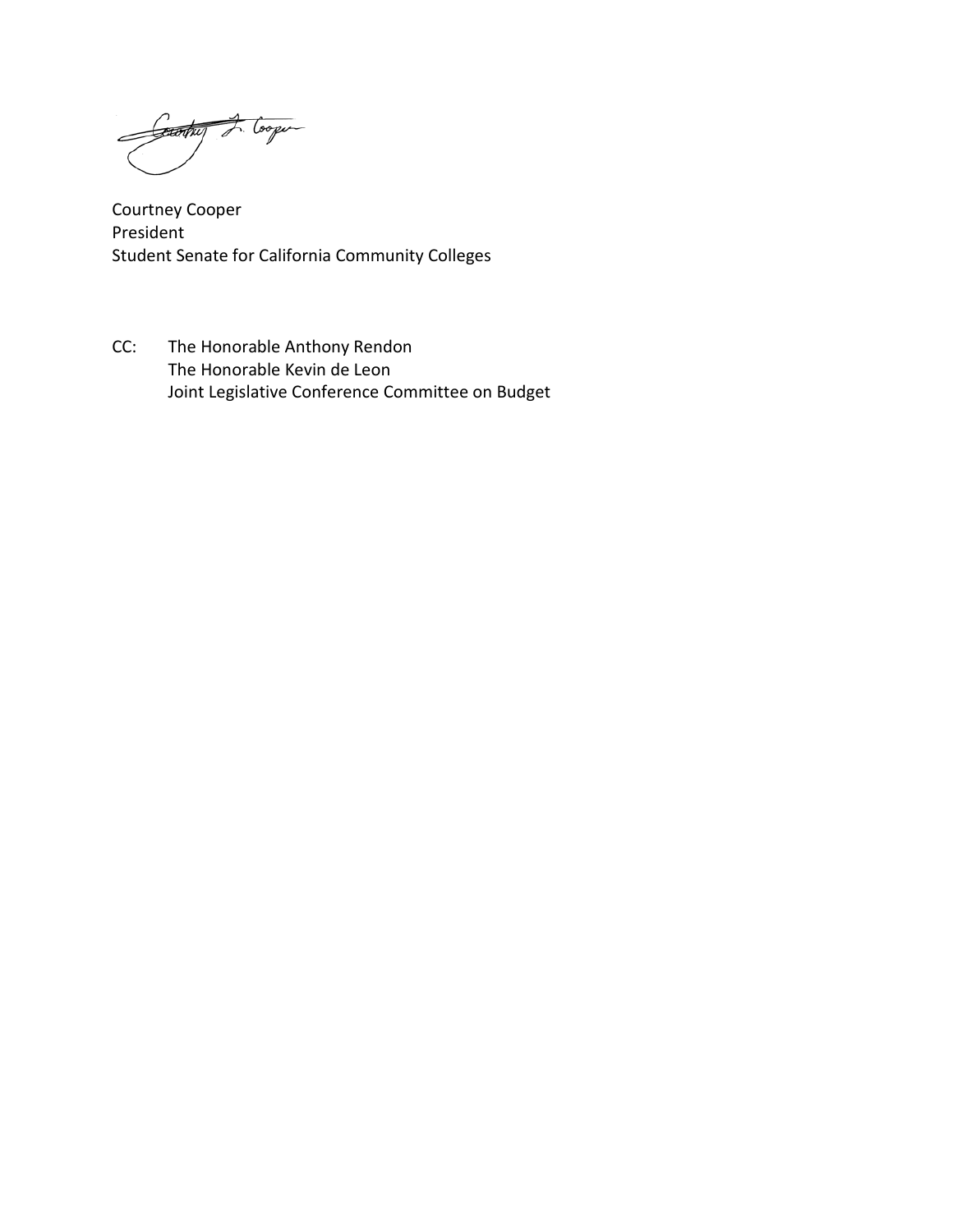Courtney Cooper
President
Student Senate for California Community Colleges

CC: The Honorable Anthony Rendon
The Honorable Kevin de Leon
Joint Legislative Conference Committee on Budget